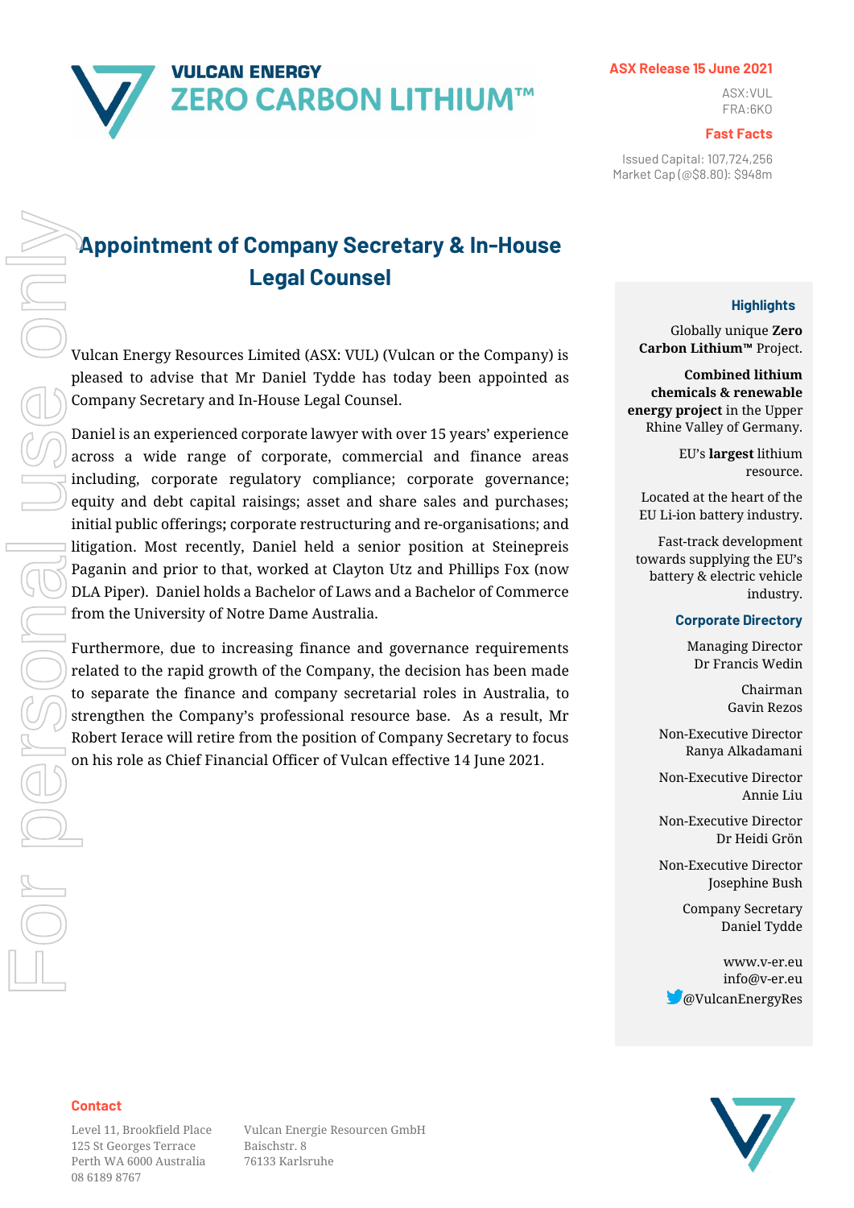**VULCAN ENERGY**
**ZERO CARBON LITHIUM™**

**ASX Release 15 June 2021**

ASX:VUL
FRA:6KO

**Fast Facts**

Issued Capital: 107,724,256
Market Cap (@$8.80): $948m

# Appointment of Company Secretary & In-House Legal Counsel

Vulcan Energy Resources Limited (ASX: VUL) (Vulcan or the Company) is pleased to advise that Mr Daniel Tydde has today been appointed as Company Secretary and In-House Legal Counsel.

Daniel is an experienced corporate lawyer with over 15 years' experience across a wide range of corporate, commercial and finance areas including, corporate regulatory compliance; corporate governance; equity and debt capital raisings; asset and share sales and purchases; initial public offerings; corporate restructuring and re-organisations; and litigation. Most recently, Daniel held a senior position at Steinepreis Paganin and prior to that, worked at Clayton Utz and Phillips Fox (now DLA Piper). Daniel holds a Bachelor of Laws and a Bachelor of Commerce from the University of Notre Dame Australia.

Furthermore, due to increasing finance and governance requirements related to the rapid growth of the Company, the decision has been made to separate the finance and company secretarial roles in Australia, to strengthen the Company's professional resource base. As a result, Mr Robert Ierace will retire from the position of Company Secretary to focus on his role as Chief Financial Officer of Vulcan effective 14 June 2021.

### Highlights

Globally unique **Zero Carbon Lithium™** Project.

**Combined lithium chemicals & renewable energy project** in the Upper Rhine Valley of Germany.

EU's **largest** lithium resource.

Located at the heart of the EU Li-ion battery industry.

Fast-track development towards supplying the EU's battery & electric vehicle industry.

### Corporate Directory

Managing Director
Dr Francis Wedin

Chairman
Gavin Rezos

Non-Executive Director
Ranya Alkadamani

Non-Executive Director
Annie Liu

Non-Executive Director
Dr Heidi Grön

Non-Executive Director
Josephine Bush

Company Secretary
Daniel Tydde

www.v-er.eu
info@v-er.eu
@VulcanEnergyRes

**Contact**

Level 11, Brookfield Place
125 St Georges Terrace
Perth WA 6000 Australia
08 6189 8767

Vulcan Energie Resourcen GmbH
Baischstr. 8
76133 Karlsruhe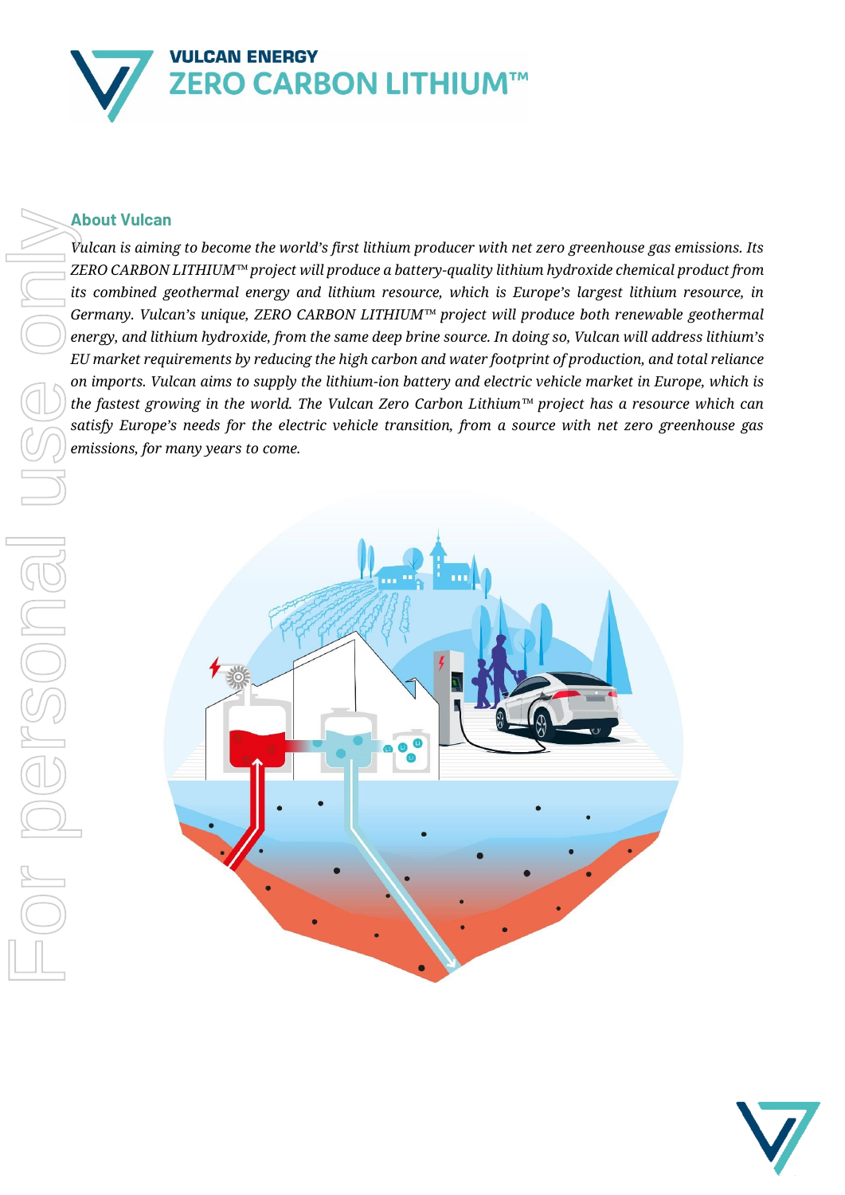## About Vulcan

*Vulcan is aiming to become the world's first lithium producer with net zero greenhouse gas emissions. Its ZERO CARBON LITHIUM™ project will produce a battery-quality lithium hydroxide chemical product from its combined geothermal energy and lithium resource, which is Europe's largest lithium resource, in Germany. Vulcan's unique, ZERO CARBON LITHIUM™ project will produce both renewable geothermal energy, and lithium hydroxide, from the same deep brine source. In doing so, Vulcan will address lithium's EU market requirements by reducing the high carbon and water footprint of production, and total reliance on imports. Vulcan aims to supply the lithium-ion battery and electric vehicle market in Europe, which is the fastest growing in the world. The Vulcan Zero Carbon Lithium™ project has a resource which can satisfy Europe's needs for the electric vehicle transition, from a source with net zero greenhouse gas emissions, for many years to come.*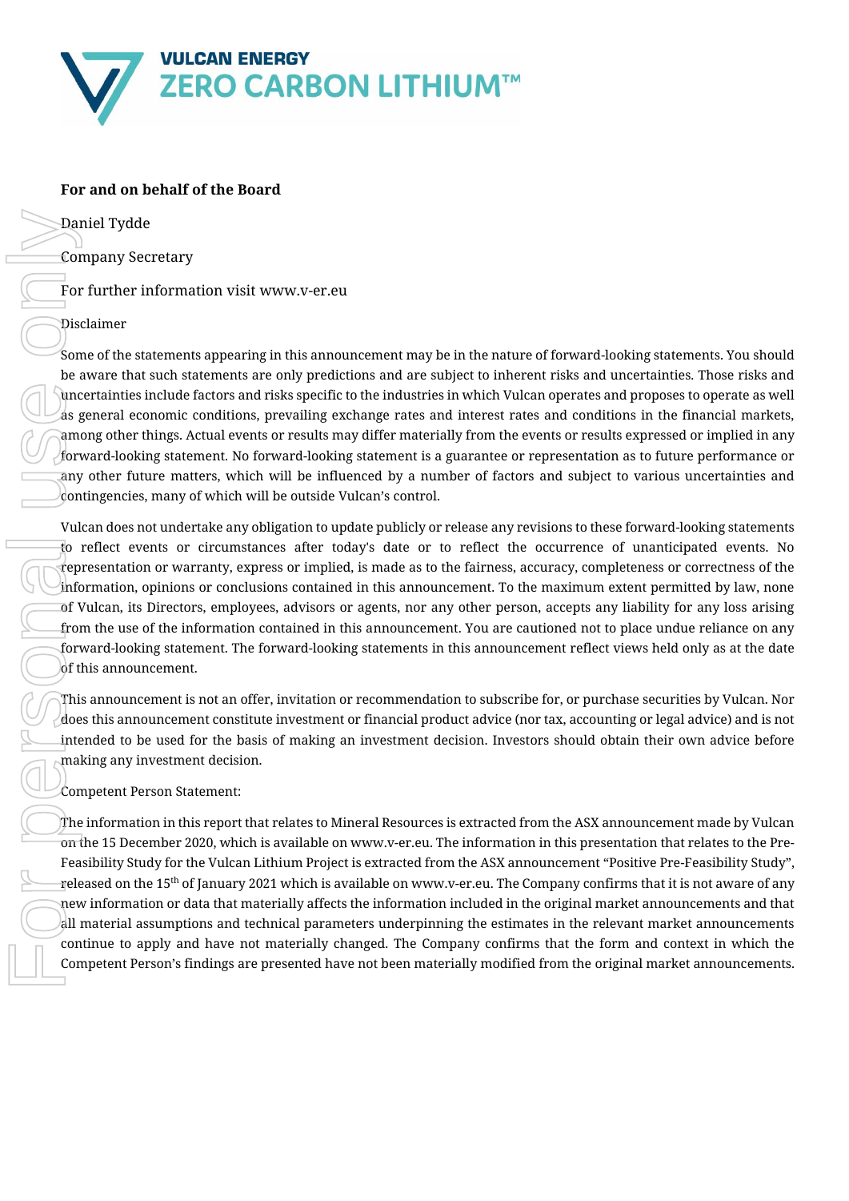**For and on behalf of the Board**

Daniel Tydde

Company Secretary

For further information visit www.v-er.eu

Disclaimer

Some of the statements appearing in this announcement may be in the nature of forward-looking statements. You should be aware that such statements are only predictions and are subject to inherent risks and uncertainties. Those risks and uncertainties include factors and risks specific to the industries in which Vulcan operates and proposes to operate as well as general economic conditions, prevailing exchange rates and interest rates and conditions in the financial markets, among other things. Actual events or results may differ materially from the events or results expressed or implied in any forward-looking statement. No forward-looking statement is a guarantee or representation as to future performance or any other future matters, which will be influenced by a number of factors and subject to various uncertainties and contingencies, many of which will be outside Vulcan's control.

Vulcan does not undertake any obligation to update publicly or release any revisions to these forward-looking statements to reflect events or circumstances after today's date or to reflect the occurrence of unanticipated events. No representation or warranty, express or implied, is made as to the fairness, accuracy, completeness or correctness of the information, opinions or conclusions contained in this announcement. To the maximum extent permitted by law, none of Vulcan, its Directors, employees, advisors or agents, nor any other person, accepts any liability for any loss arising from the use of the information contained in this announcement. You are cautioned not to place undue reliance on any forward-looking statement. The forward-looking statements in this announcement reflect views held only as at the date of this announcement.

This announcement is not an offer, invitation or recommendation to subscribe for, or purchase securities by Vulcan. Nor does this announcement constitute investment or financial product advice (nor tax, accounting or legal advice) and is not intended to be used for the basis of making an investment decision. Investors should obtain their own advice before making any investment decision.

Competent Person Statement:

The information in this report that relates to Mineral Resources is extracted from the ASX announcement made by Vulcan on the 15 December 2020, which is available on www.v-er.eu. The information in this presentation that relates to the Pre-Feasibility Study for the Vulcan Lithium Project is extracted from the ASX announcement "Positive Pre-Feasibility Study", released on the 15th of January 2021 which is available on www.v-er.eu. The Company confirms that it is not aware of any new information or data that materially affects the information included in the original market announcements and that all material assumptions and technical parameters underpinning the estimates in the relevant market announcements continue to apply and have not materially changed. The Company confirms that the form and context in which the Competent Person's findings are presented have not been materially modified from the original market announcements.